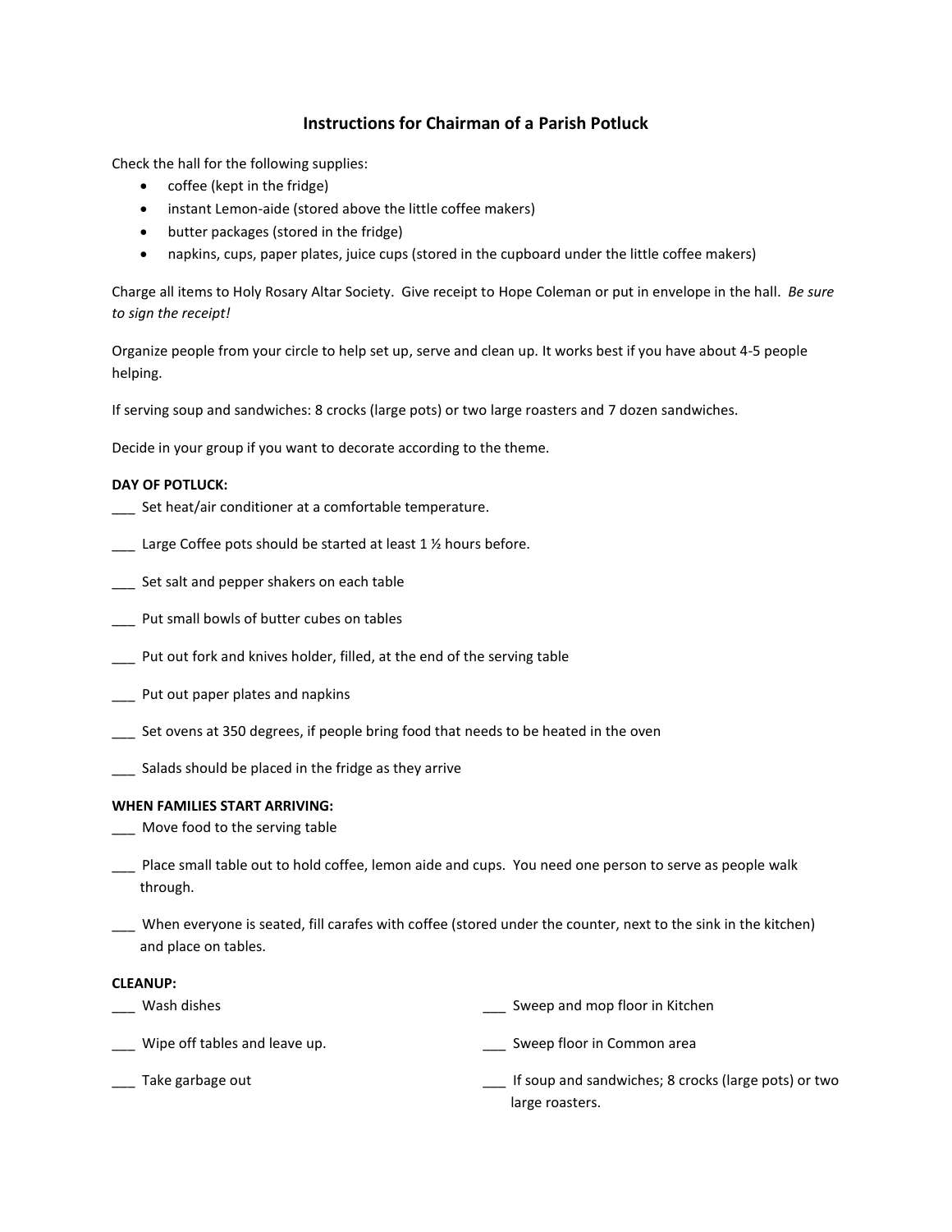# Instructions for Chairman of a Parish Potluck

Check the hall for the following supplies:

- coffee (kept in the fridge)
- instant Lemon-aide (stored above the little coffee makers)
- butter packages (stored in the fridge)
- napkins, cups, paper plates, juice cups (stored in the cupboard under the little coffee makers)

Charge all items to Holy Rosary Altar Society. Give receipt to Hope Coleman or put in envelope in the hall. *Be sure to sign the receipt!*

Organize people from your circle to help set up, serve and clean up. It works best if you have about 4-5 people helping.

If serving soup and sandwiches: 8 crocks (large pots) or two large roasters and 7 dozen sandwiches.

Decide in your group if you want to decorate according to the theme.

**DAY OF POTLUCK:**

___ Set heat/air conditioner at a comfortable temperature.

___ Large Coffee pots should be started at least 1 ½ hours before.

___ Set salt and pepper shakers on each table

___ Put small bowls of butter cubes on tables

___ Put out fork and knives holder, filled, at the end of the serving table

___ Put out paper plates and napkins

___ Set ovens at 350 degrees, if people bring food that needs to be heated in the oven

___ Salads should be placed in the fridge as they arrive

**WHEN FAMILIES START ARRIVING:**

___ Move food to the serving table

___ Place small table out to hold coffee, lemon aide and cups. You need one person to serve as people walk through.

___ When everyone is seated, fill carafes with coffee (stored under the counter, next to the sink in the kitchen) and place on tables.

**CLEANUP:**

___ Wash dishes

___ Wipe off tables and leave up.

___ Take garbage out

___ Sweep and mop floor in Kitchen

___ Sweep floor in Common area

___ If soup and sandwiches; 8 crocks (large pots) or two large roasters.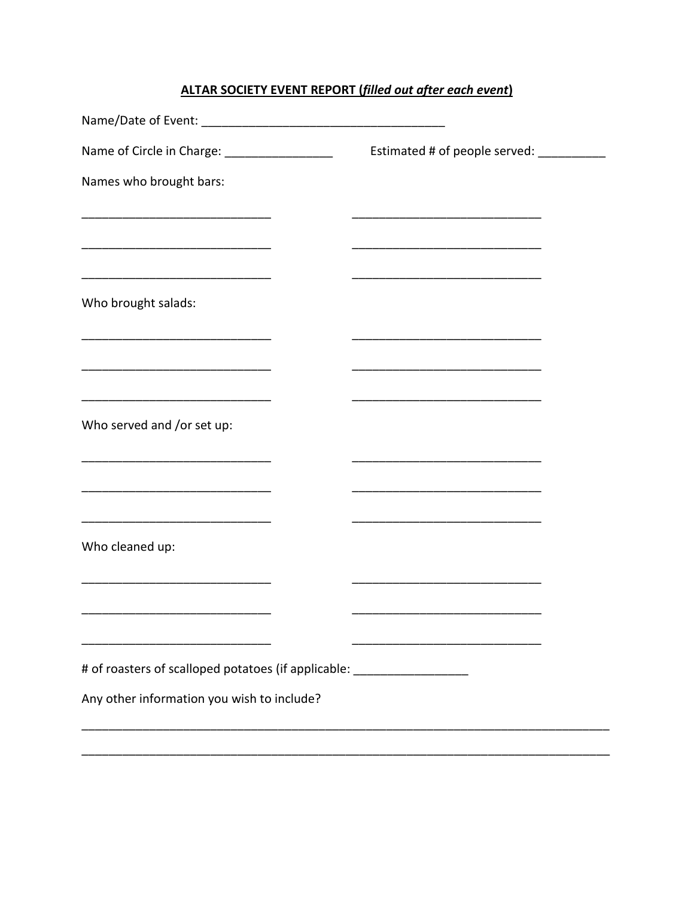## **ALTAR SOCIETY EVENT REPORT (*filled out after each event*)**

Name/Date of Event: ____________________________________

Name of Circle in Charge: ________________ Estimated # of people served: __________

Names who brought bars:

____________________________ ____________________________

____________________________ ____________________________

____________________________ ____________________________

Who brought salads:

____________________________ ____________________________

____________________________ ____________________________

____________________________ ____________________________

Who served and /or set up:

____________________________ ____________________________

____________________________ ____________________________

____________________________ ____________________________

Who cleaned up:

____________________________ ____________________________

____________________________ ____________________________

____________________________ ____________________________

# of roasters of scalloped potatoes (if applicable: _________________

Any other information you wish to include?

______________________________________________________________________________

______________________________________________________________________________